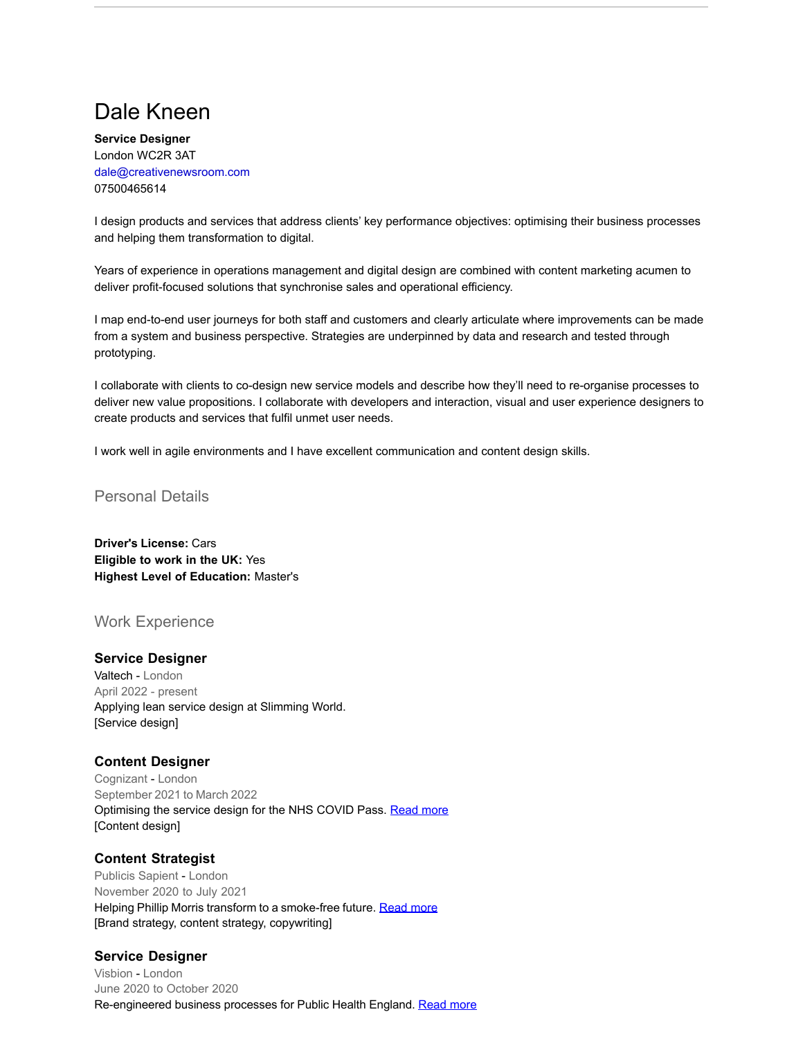# Dale Kneen

**Service Designer**
London WC2R 3AT
dale@creativenewsroom.com
07500465614

I design products and services that address clients' key performance objectives: optimising their business processes and helping them transformation to digital.

Years of experience in operations management and digital design are combined with content marketing acumen to deliver profit-focused solutions that synchronise sales and operational efficiency.

I map end-to-end user journeys for both staff and customers and clearly articulate where improvements can be made from a system and business perspective. Strategies are underpinned by data and research and tested through prototyping.

I collaborate with clients to co-design new service models and describe how they'll need to re-organise processes to deliver new value propositions. I collaborate with developers and interaction, visual and user experience designers to create products and services that fulfil unmet user needs.

I work well in agile environments and I have excellent communication and content design skills.

## Personal Details

**Driver's License:** Cars
**Eligible to work in the UK:** Yes
**Highest Level of Education:** Master's

## Work Experience

### Service Designer

Valtech - London
April 2022 - present
Applying lean service design at Slimming World.
[Service design]

### Content Designer

Cognizant - London
September 2021 to March 2022
Optimising the service design for the NHS COVID Pass. Read more
[Content design]

### Content Strategist

Publicis Sapient - London
November 2020 to July 2021
Helping Phillip Morris transform to a smoke-free future. Read more
[Brand strategy, content strategy, copywriting]

### Service Designer

Visbion - London
June 2020 to October 2020
Re-engineered business processes for Public Health England. Read more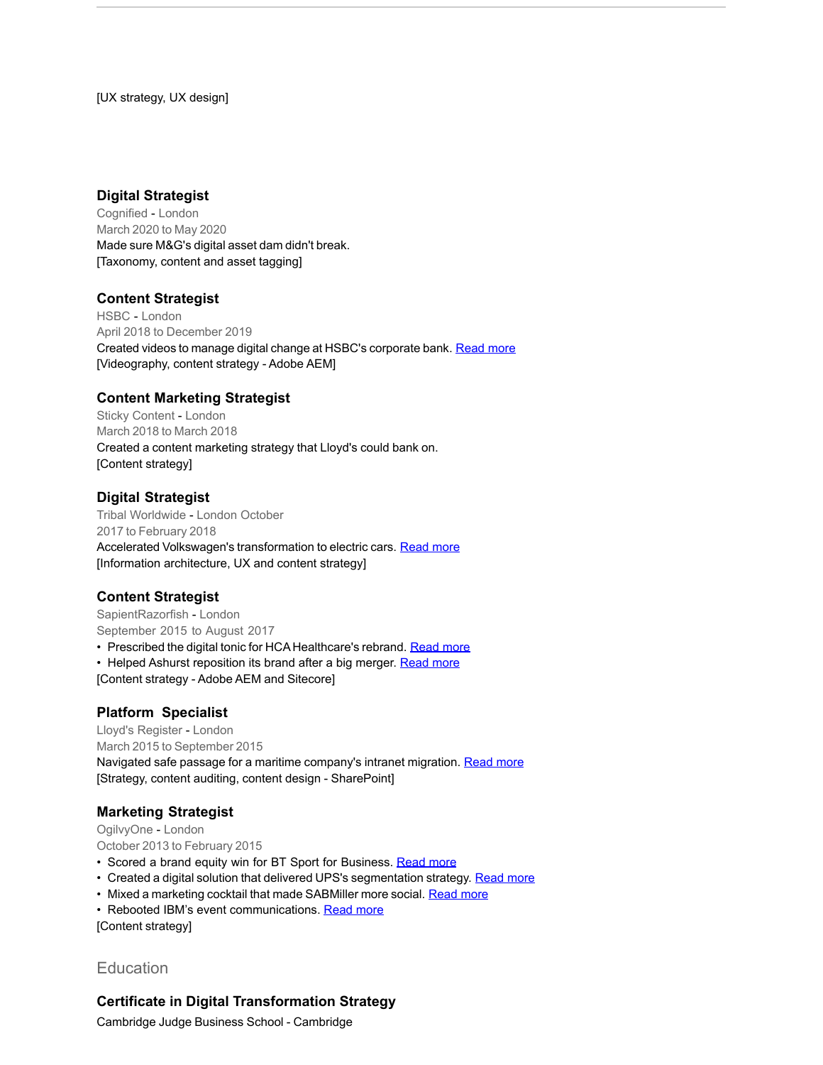[UX strategy, UX design]

### Digital Strategist

Cognified - London
March 2020 to May 2020
Made sure M&G's digital asset dam didn't break.
[Taxonomy, content and asset tagging]

### Content Strategist

HSBC - London
April 2018 to December 2019
Created videos to manage digital change at HSBC's corporate bank. Read more
[Videography, content strategy - Adobe AEM]

### Content Marketing Strategist

Sticky Content - London
March 2018 to March 2018
Created a content marketing strategy that Lloyd's could bank on.
[Content strategy]

### Digital Strategist

Tribal Worldwide - London October
2017 to February 2018
Accelerated Volkswagen's transformation to electric cars. Read more
[Information architecture, UX and content strategy]

### Content Strategist

SapientRazorfish - London
September 2015 to August 2017

- Prescribed the digital tonic for HCA Healthcare's rebrand. Read more
- Helped Ashurst reposition its brand after a big merger. Read more

[Content strategy - Adobe AEM and Sitecore]

### Platform Specialist

Lloyd's Register - London
March 2015 to September 2015
Navigated safe passage for a maritime company's intranet migration. Read more
[Strategy, content auditing, content design - SharePoint]

### Marketing Strategist

OgilvyOne - London
October 2013 to February 2015

- Scored a brand equity win for BT Sport for Business. Read more
- Created a digital solution that delivered UPS's segmentation strategy. Read more
- Mixed a marketing cocktail that made SABMiller more social. Read more
- Rebooted IBM’s event communications. Read more

[Content strategy]

## Education

### Certificate in Digital Transformation Strategy

Cambridge Judge Business School - Cambridge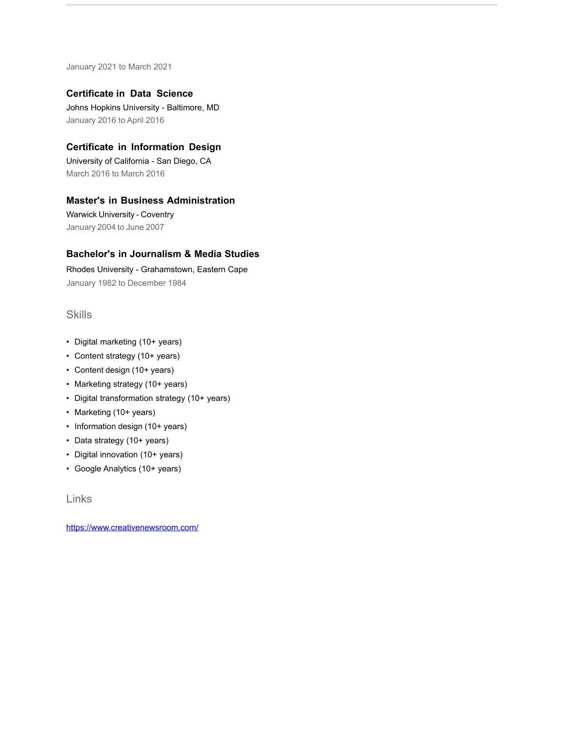January 2021 to March 2021

### Certificate in Data Science

Johns Hopkins University - Baltimore, MD
January 2016 to April 2016

### Certificate in Information Design

University of California - San Diego, CA
March 2016 to March 2016

### Master's in Business Administration

Warwick University - Coventry
January 2004 to June 2007

### Bachelor's in Journalism & Media Studies

Rhodes University - Grahamstown, Eastern Cape
January 1982 to December 1984

## Skills

- Digital marketing (10+ years)
- Content strategy (10+ years)
- Content design (10+ years)
- Marketing strategy (10+ years)
- Digital transformation strategy (10+ years)
- Marketing (10+ years)
- Information design (10+ years)
- Data strategy (10+ years)
- Digital innovation (10+ years)
- Google Analytics (10+ years)

## Links

https://www.creativenewsroom.com/